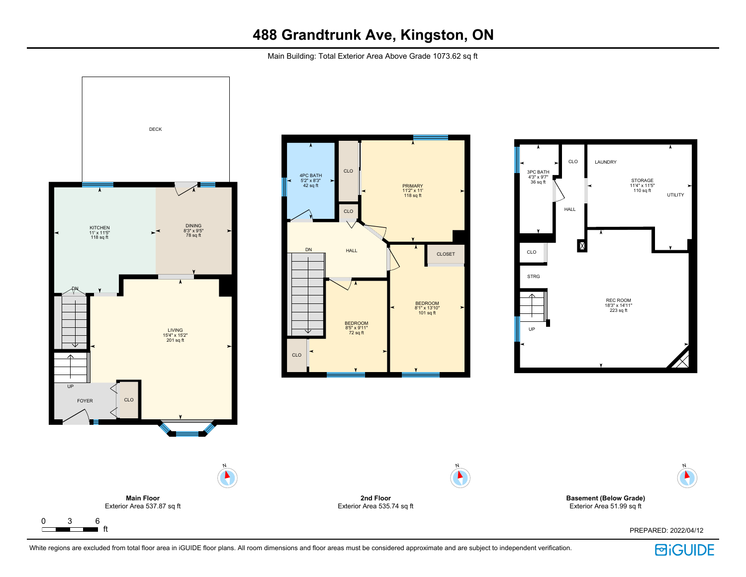# 488 Grandtrunk Ave, Kingston, ON

Main Building: Total Exterior Area Above Grade 1073.62 sq ft

DECK

KITCHEN
11' x 11'5"
118 sq ft

DINING
8'3" x 9'5"
78 sq ft

DN

LIVING
15'4" x 15'2"
201 sq ft

UP

FOYER

CLO

4PC BATH
5'2" x 8'3"
42 sq ft

CLO

PRIMARY
11'2" x 11'
118 sq ft

CLO

DN

HALL

CLOSET

BEDROOM
8'1" x 13'10"
101 sq ft

BEDROOM
8'5" x 9'11"
72 sq ft

CLO

3PC BATH
4'3" x 9'7"
36 sq ft

CLO

LAUNDRY

STORAGE
11'4" x 11'5"
110 sq ft

UTILITY

HALL

CLO

STRG

REC ROOM
18'3" x 14'11"
223 sq ft

UP

**Main Floor**
Exterior Area 537.87 sq ft

**2nd Floor**
Exterior Area 535.74 sq ft

**Basement (Below Grade)**
Exterior Area 51.99 sq ft

0 3 6 ft

PREPARED: 2022/04/12

White regions are excluded from total floor area in iGUIDE floor plans. All room dimensions and floor areas must be considered approximate and are subject to independent verification.

iGUIDE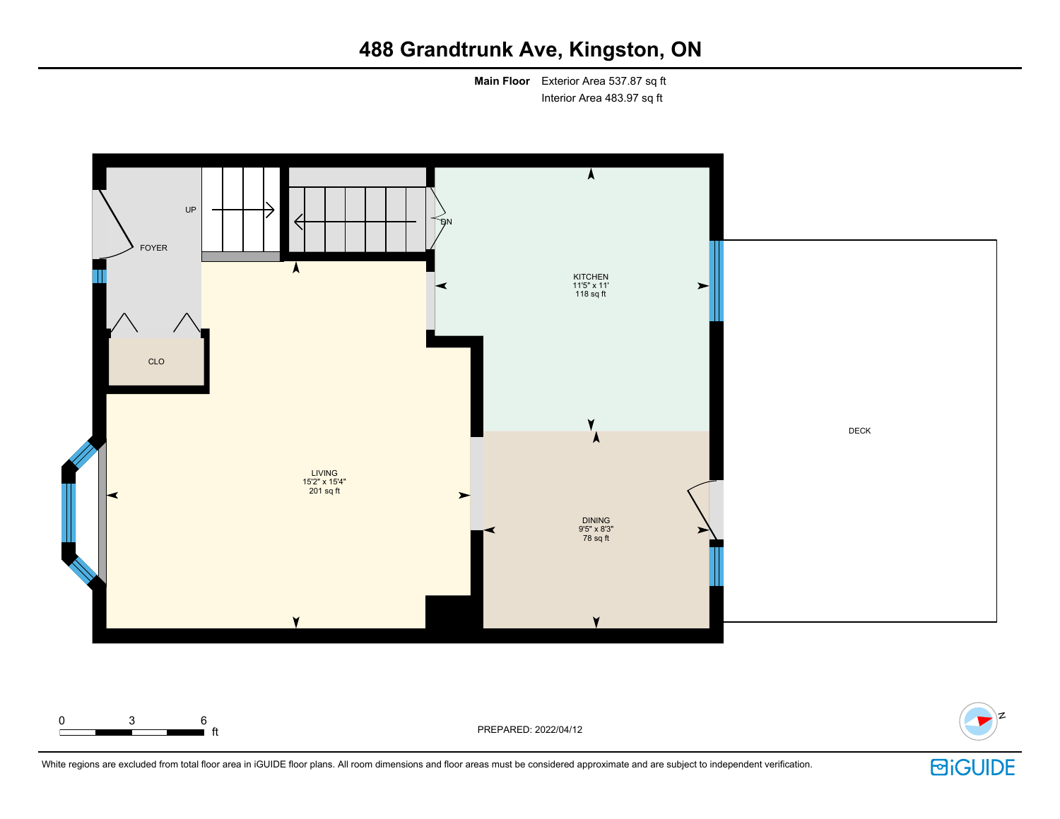# 488 Grandtrunk Ave, Kingston, ON

**Main Floor** Exterior Area 537.87 sq ft

Interior Area 483.97 sq ft

FOYER

UP

DN

CLO

KITCHEN
11'5" x 11'
118 sq ft

LIVING
15'2" x 15'4"
201 sq ft

DINING
9'5" x 8'3"
78 sq ft

DECK

0 3 6 ft

PREPARED: 2022/04/12

White regions are excluded from total floor area in iGUIDE floor plans. All room dimensions and floor areas must be considered approximate and are subject to independent verification.

iGUIDE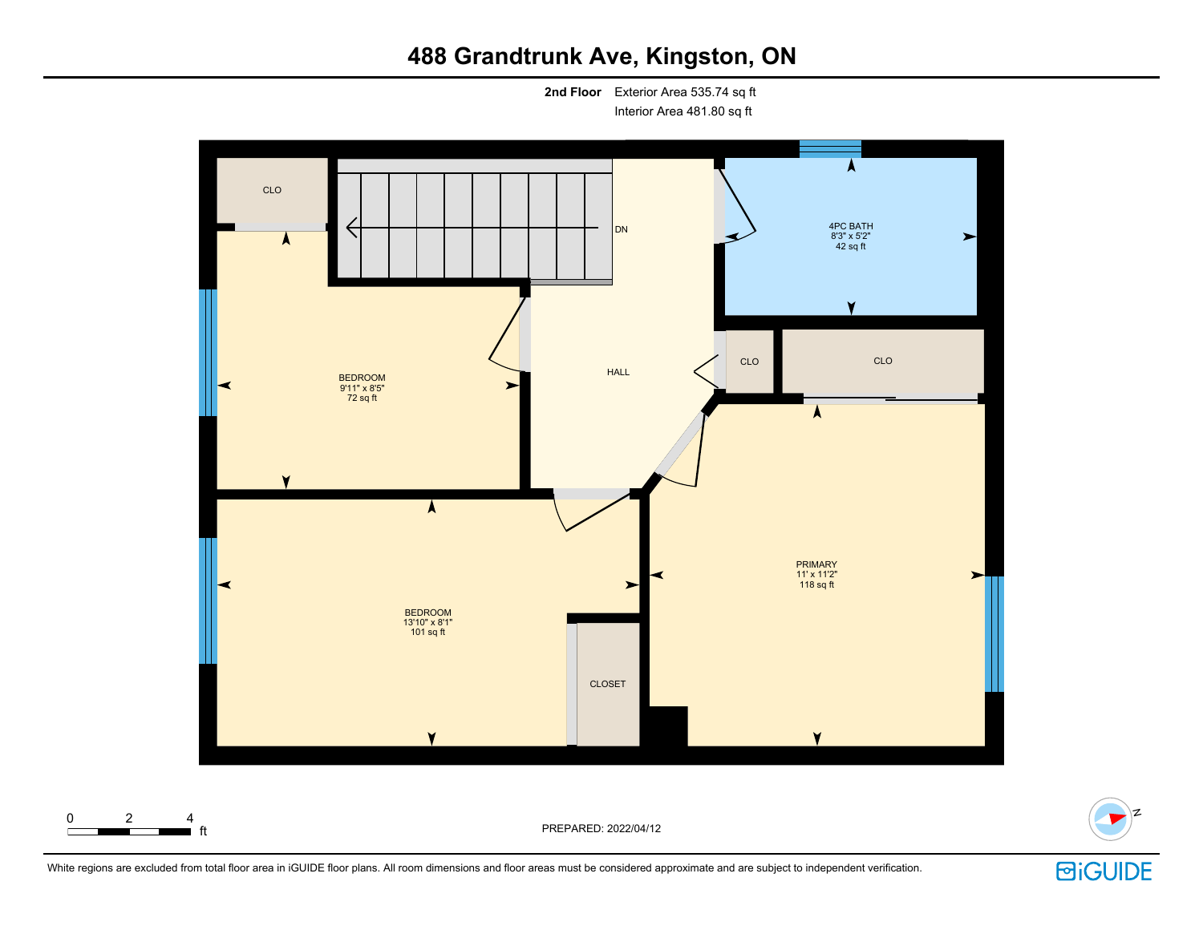# 488 Grandtrunk Ave, Kingston, ON

**2nd Floor** Exterior Area 535.74 sq ft
Interior Area 481.80 sq ft

CLO

DN

4PC BATH
8'3" x 5'2"
42 sq ft

BEDROOM
9'11" x 8'5"
72 sq ft

HALL

CLO

CLO

BEDROOM
13'10" x 8'1"
101 sq ft

PRIMARY
11' x 11'2"
118 sq ft

CLOSET

0 2 4 ft

PREPARED: 2022/04/12

White regions are excluded from total floor area in iGUIDE floor plans. All room dimensions and floor areas must be considered approximate and are subject to independent verification.

iGUIDE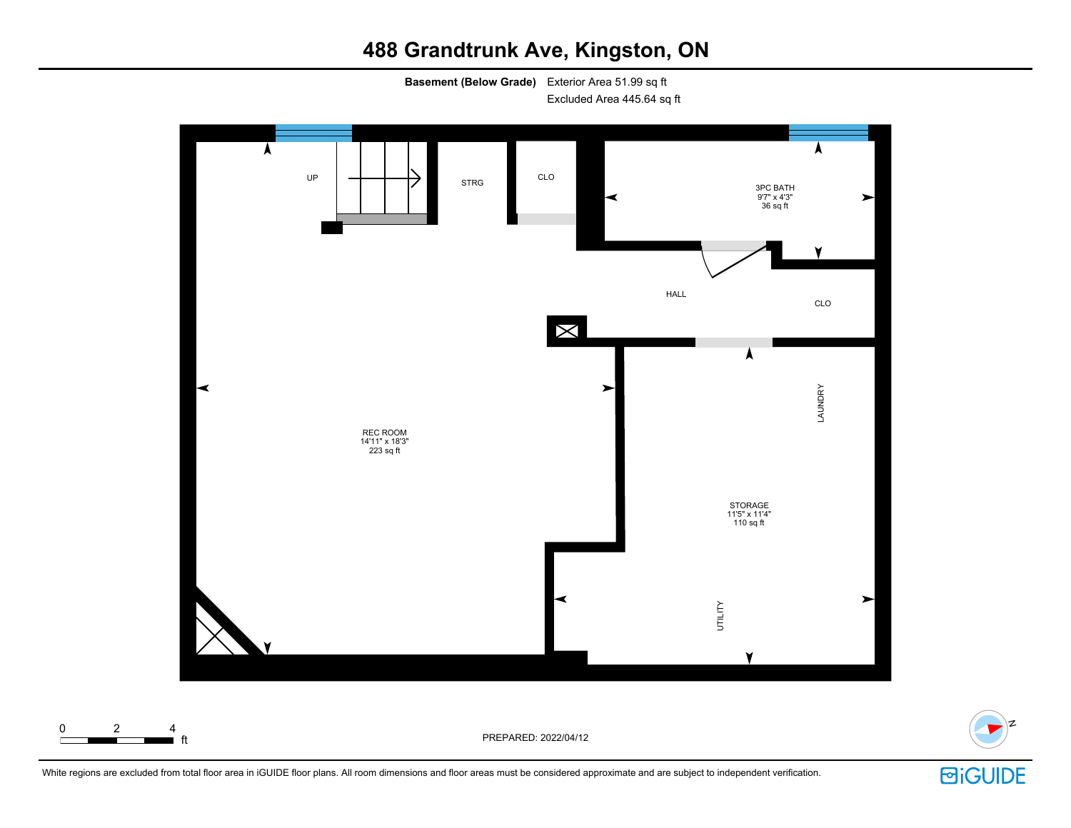# 488 Grandtrunk Ave, Kingston, ON

**Basement (Below Grade)** Exterior Area 51.99 sq ft
Excluded Area 445.64 sq ft

UP

STRG

CLO

3PC BATH
9'7" x 4'3"
36 sq ft

HALL

CLO

LAUNDRY

REC ROOM
14'11" x 18'3"
223 sq ft

STORAGE
11'5" x 11'4"
110 sq ft

UTILITY

0 2 4 ft

PREPARED: 2022/04/12

White regions are excluded from total floor area in iGUIDE floor plans. All room dimensions and floor areas must be considered approximate and are subject to independent verification.

iGUIDE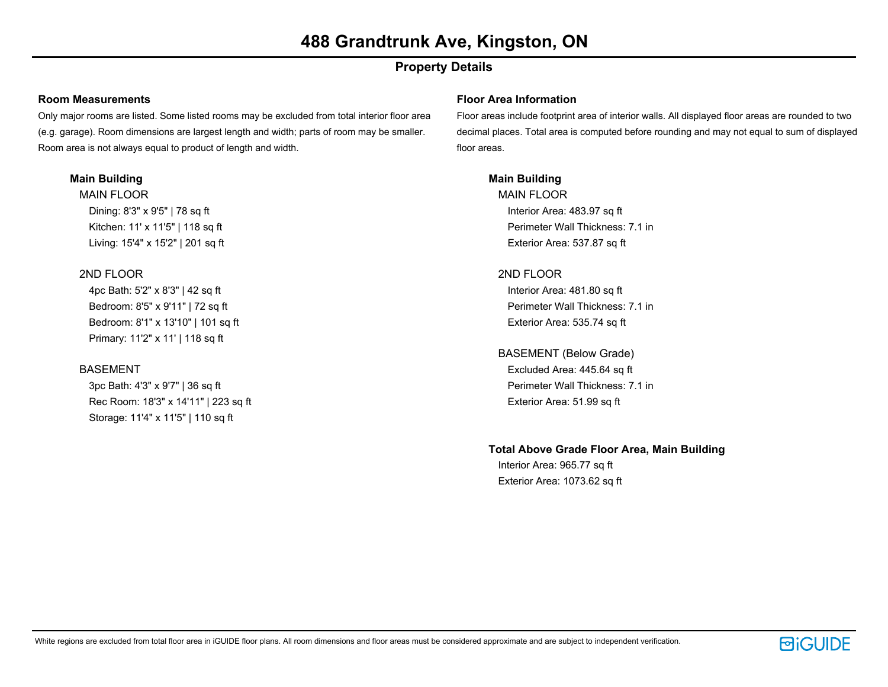# 488 Grandtrunk Ave, Kingston, ON

## Property Details

### Room Measurements

Only major rooms are listed. Some listed rooms may be excluded from total interior floor area (e.g. garage). Room dimensions are largest length and width; parts of room may be smaller. Room area is not always equal to product of length and width.

**Main Building**

MAIN FLOOR

- Dining: 8'3" x 9'5" | 78 sq ft
- Kitchen: 11' x 11'5" | 118 sq ft
- Living: 15'4" x 15'2" | 201 sq ft

2ND FLOOR

- 4pc Bath: 5'2" x 8'3" | 42 sq ft
- Bedroom: 8'5" x 9'11" | 72 sq ft
- Bedroom: 8'1" x 13'10" | 101 sq ft
- Primary: 11'2" x 11' | 118 sq ft

BASEMENT

- 3pc Bath: 4'3" x 9'7" | 36 sq ft
- Rec Room: 18'3" x 14'11" | 223 sq ft
- Storage: 11'4" x 11'5" | 110 sq ft

### Floor Area Information

Floor areas include footprint area of interior walls. All displayed floor areas are rounded to two decimal places. Total area is computed before rounding and may not equal to sum of displayed floor areas.

**Main Building**

MAIN FLOOR

- Interior Area: 483.97 sq ft
- Perimeter Wall Thickness: 7.1 in
- Exterior Area: 537.87 sq ft

2ND FLOOR

- Interior Area: 481.80 sq ft
- Perimeter Wall Thickness: 7.1 in
- Exterior Area: 535.74 sq ft

BASEMENT (Below Grade)

- Excluded Area: 445.64 sq ft
- Perimeter Wall Thickness: 7.1 in
- Exterior Area: 51.99 sq ft

**Total Above Grade Floor Area, Main Building**

- Interior Area: 965.77 sq ft
- Exterior Area: 1073.62 sq ft

White regions are excluded from total floor area in iGUIDE floor plans. All room dimensions and floor areas must be considered approximate and are subject to independent verification.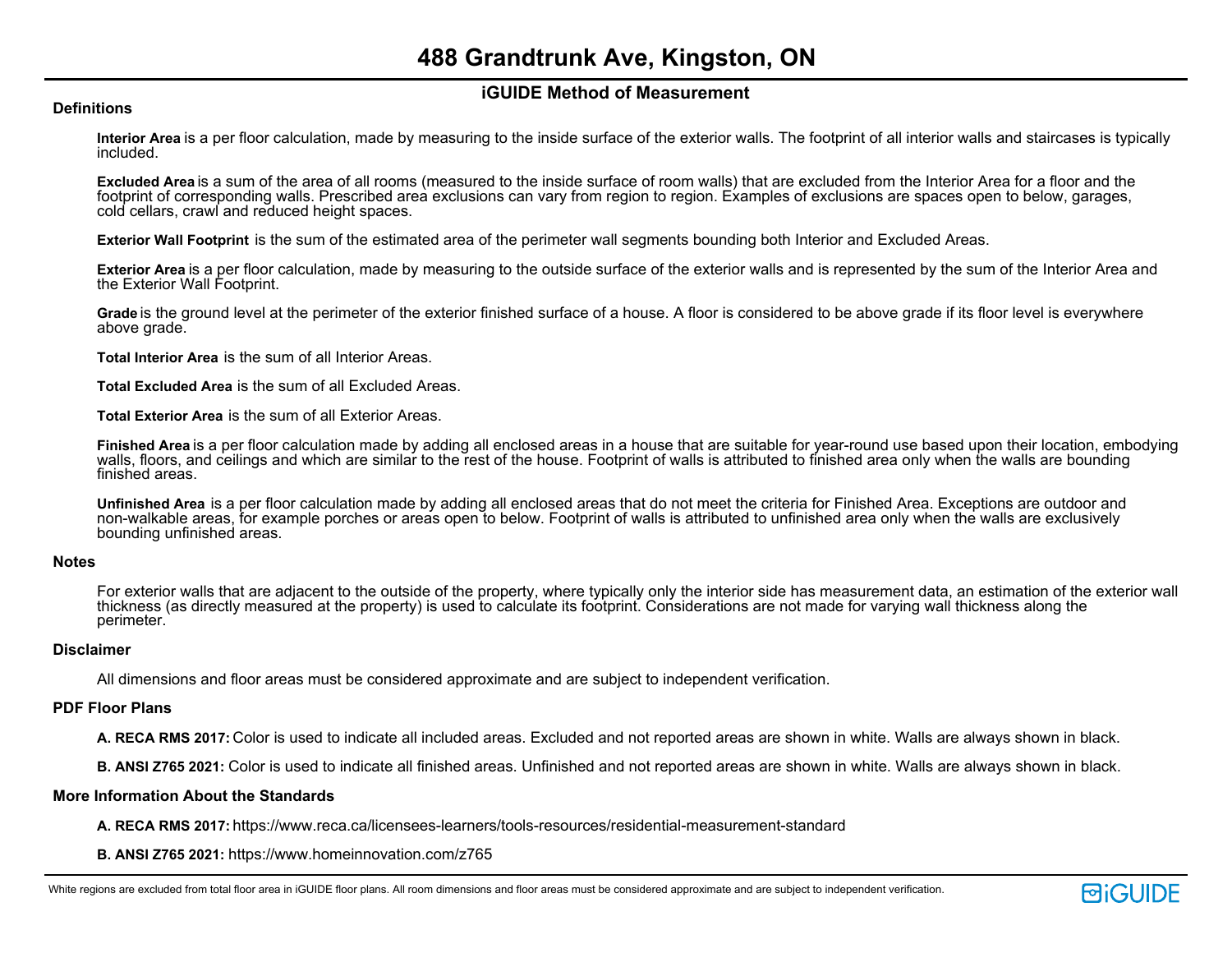# 488 Grandtrunk Ave, Kingston, ON

## iGUIDE Method of Measurement

### Definitions

**Interior Area** is a per floor calculation, made by measuring to the inside surface of the exterior walls. The footprint of all interior walls and staircases is typically included.

**Excluded Area** is a sum of the area of all rooms (measured to the inside surface of room walls) that are excluded from the Interior Area for a floor and the footprint of corresponding walls. Prescribed area exclusions can vary from region to region. Examples of exclusions are spaces open to below, garages, cold cellars, crawl and reduced height spaces.

**Exterior Wall Footprint** is the sum of the estimated area of the perimeter wall segments bounding both Interior and Excluded Areas.

**Exterior Area** is a per floor calculation, made by measuring to the outside surface of the exterior walls and is represented by the sum of the Interior Area and the Exterior Wall Footprint.

**Grade** is the ground level at the perimeter of the exterior finished surface of a house. A floor is considered to be above grade if its floor level is everywhere above grade.

**Total Interior Area** is the sum of all Interior Areas.

**Total Excluded Area** is the sum of all Excluded Areas.

**Total Exterior Area** is the sum of all Exterior Areas.

**Finished Area** is a per floor calculation made by adding all enclosed areas in a house that are suitable for year-round use based upon their location, embodying walls, floors, and ceilings and which are similar to the rest of the house. Footprint of walls is attributed to finished area only when the walls are bounding finished areas.

**Unfinished Area** is a per floor calculation made by adding all enclosed areas that do not meet the criteria for Finished Area. Exceptions are outdoor and non-walkable areas, for example porches or areas open to below. Footprint of walls is attributed to unfinished area only when the walls are exclusively bounding unfinished areas.

### Notes

For exterior walls that are adjacent to the outside of the property, where typically only the interior side has measurement data, an estimation of the exterior wall thickness (as directly measured at the property) is used to calculate its footprint. Considerations are not made for varying wall thickness along the perimeter.

### Disclaimer

All dimensions and floor areas must be considered approximate and are subject to independent verification.

### PDF Floor Plans

**A. RECA RMS 2017:** Color is used to indicate all included areas. Excluded and not reported areas are shown in white. Walls are always shown in black.

**B. ANSI Z765 2021:** Color is used to indicate all finished areas. Unfinished and not reported areas are shown in white. Walls are always shown in black.

### More Information About the Standards

**A. RECA RMS 2017:** https://www.reca.ca/licensees-learners/tools-resources/residential-measurement-standard

**B. ANSI Z765 2021:** https://www.homeinnovation.com/z765

White regions are excluded from total floor area in iGUIDE floor plans. All room dimensions and floor areas must be considered approximate and are subject to independent verification.